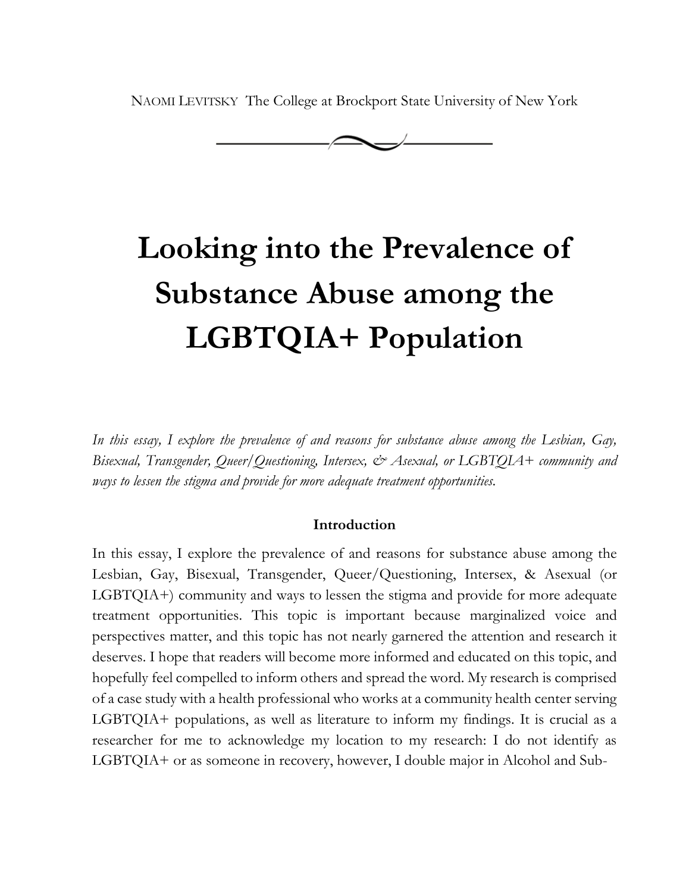NAOMI LEVITSKY The College at Brockport State University of New York

# Looking into the Prevalence of Substance Abuse among the LGBTQIA+ Population

*In this essay, I explore the prevalence of and reasons for substance abuse among the Lesbian, Gay, Bisexual, Transgender, Queer/Questioning, Intersex, & Asexual, or LGBTQIA+ community and ways to lessen the stigma and provide for more adequate treatment opportunities.*

## Introduction

In this essay, I explore the prevalence of and reasons for substance abuse among the Lesbian, Gay, Bisexual, Transgender, Queer/Questioning, Intersex, & Asexual (or LGBTQIA+) community and ways to lessen the stigma and provide for more adequate treatment opportunities. This topic is important because marginalized voice and perspectives matter, and this topic has not nearly garnered the attention and research it deserves. I hope that readers will become more informed and educated on this topic, and hopefully feel compelled to inform others and spread the word. My research is comprised of a case study with a health professional who works at a community health center serving LGBTQIA+ populations, as well as literature to inform my findings. It is crucial as a researcher for me to acknowledge my location to my research: I do not identify as LGBTQIA+ or as someone in recovery, however, I double major in Alcohol and Sub-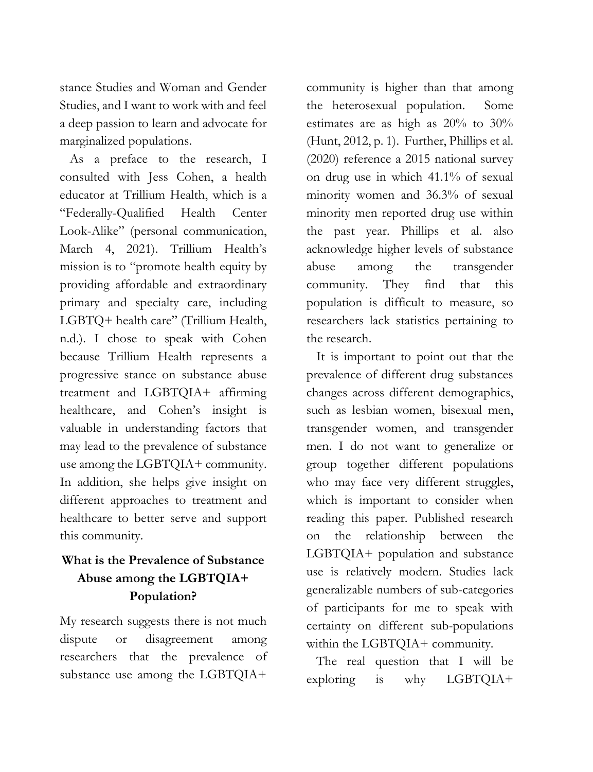stance Studies and Woman and Gender Studies, and I want to work with and feel a deep passion to learn and advocate for marginalized populations.

As a preface to the research, I consulted with Jess Cohen, a health educator at Trillium Health, which is a "Federally-Qualified Health Center Look-Alike" (personal communication, March 4, 2021). Trillium Health's mission is to "promote health equity by providing affordable and extraordinary primary and specialty care, including LGBTQ+ health care" (Trillium Health, n.d.). I chose to speak with Cohen because Trillium Health represents a progressive stance on substance abuse treatment and LGBTQIA+ affirming healthcare, and Cohen's insight is valuable in understanding factors that may lead to the prevalence of substance use among the LGBTQIA+ community. In addition, she helps give insight on different approaches to treatment and healthcare to better serve and support this community.

## What is the Prevalence of Substance Abuse among the LGBTQIA+ Population?

My research suggests there is not much dispute or disagreement among researchers that the prevalence of substance use among the LGBTQIA+ community is higher than that among the heterosexual population. Some estimates are as high as 20% to 30% (Hunt, 2012, p. 1). Further, Phillips et al. (2020) reference a 2015 national survey on drug use in which 41.1% of sexual minority women and 36.3% of sexual minority men reported drug use within the past year. Phillips et al. also acknowledge higher levels of substance abuse among the transgender community. They find that this population is difficult to measure, so researchers lack statistics pertaining to the research.

It is important to point out that the prevalence of different drug substances changes across different demographics, such as lesbian women, bisexual men, transgender women, and transgender men. I do not want to generalize or group together different populations who may face very different struggles, which is important to consider when reading this paper. Published research on the relationship between the LGBTQIA+ population and substance use is relatively modern. Studies lack generalizable numbers of sub-categories of participants for me to speak with certainty on different sub-populations within the LGBTQIA+ community.

The real question that I will be exploring is why LGBTQIA+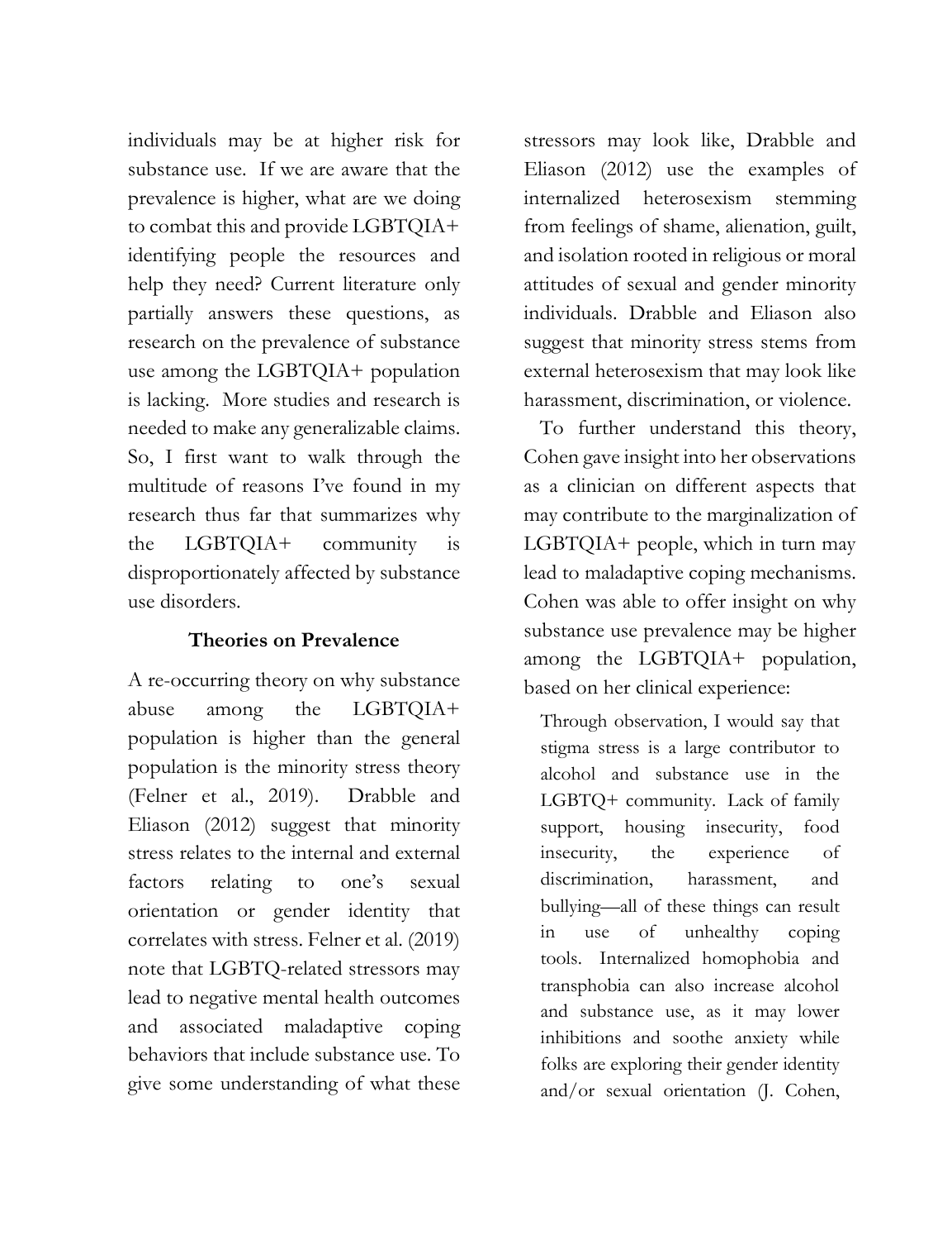individuals may be at higher risk for substance use. If we are aware that the prevalence is higher, what are we doing to combat this and provide LGBTQIA+ identifying people the resources and help they need? Current literature only partially answers these questions, as research on the prevalence of substance use among the LGBTQIA+ population is lacking. More studies and research is needed to make any generalizable claims. So, I first want to walk through the multitude of reasons I've found in my research thus far that summarizes why the LGBTQIA+ community is disproportionately affected by substance use disorders.

## Theories on Prevalence

A re-occurring theory on why substance abuse among the LGBTQIA+ population is higher than the general population is the minority stress theory (Felner et al., 2019). Drabble and Eliason (2012) suggest that minority stress relates to the internal and external factors relating to one's sexual orientation or gender identity that correlates with stress. Felner et al. (2019) note that LGBTQ-related stressors may lead to negative mental health outcomes and associated maladaptive coping behaviors that include substance use. To give some understanding of what these stressors may look like, Drabble and Eliason (2012) use the examples of internalized heterosexism stemming from feelings of shame, alienation, guilt, and isolation rooted in religious or moral attitudes of sexual and gender minority individuals. Drabble and Eliason also suggest that minority stress stems from external heterosexism that may look like harassment, discrimination, or violence.

To further understand this theory, Cohen gave insight into her observations as a clinician on different aspects that may contribute to the marginalization of LGBTQIA+ people, which in turn may lead to maladaptive coping mechanisms. Cohen was able to offer insight on why substance use prevalence may be higher among the LGBTQIA+ population, based on her clinical experience:

> Through observation, I would say that stigma stress is a large contributor to alcohol and substance use in the LGBTQ+ community. Lack of family support, housing insecurity, food insecurity, the experience of discrimination, harassment, and bullying—all of these things can result in use of unhealthy coping tools. Internalized homophobia and transphobia can also increase alcohol and substance use, as it may lower inhibitions and soothe anxiety while folks are exploring their gender identity and/or sexual orientation (J. Cohen,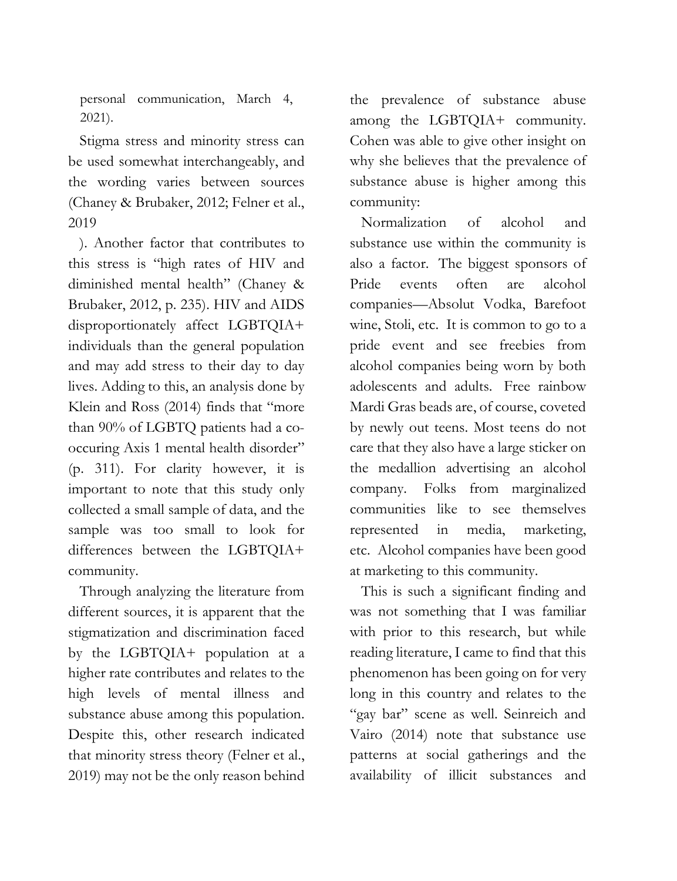personal communication, March 4, 2021).

Stigma stress and minority stress can be used somewhat interchangeably, and the wording varies between sources (Chaney & Brubaker, 2012; Felner et al., 2019

). Another factor that contributes to this stress is "high rates of HIV and diminished mental health" (Chaney & Brubaker, 2012, p. 235). HIV and AIDS disproportionately affect LGBTQIA+ individuals than the general population and may add stress to their day to day lives. Adding to this, an analysis done by Klein and Ross (2014) finds that "more than 90% of LGBTQ patients had a co-occuring Axis 1 mental health disorder" (p. 311). For clarity however, it is important to note that this study only collected a small sample of data, and the sample was too small to look for differences between the LGBTQIA+ community.

Through analyzing the literature from different sources, it is apparent that the stigmatization and discrimination faced by the LGBTQIA+ population at a higher rate contributes and relates to the high levels of mental illness and substance abuse among this population. Despite this, other research indicated that minority stress theory (Felner et al., 2019) may not be the only reason behind the prevalence of substance abuse among the LGBTQIA+ community. Cohen was able to give other insight on why she believes that the prevalence of substance abuse is higher among this community:

> Normalization of alcohol and substance use within the community is also a factor. The biggest sponsors of Pride events often are alcohol companies—Absolut Vodka, Barefoot wine, Stoli, etc. It is common to go to a pride event and see freebies from alcohol companies being worn by both adolescents and adults. Free rainbow Mardi Gras beads are, of course, coveted by newly out teens. Most teens do not care that they also have a large sticker on the medallion advertising an alcohol company. Folks from marginalized communities like to see themselves represented in media, marketing, etc. Alcohol companies have been good at marketing to this community.

This is such a significant finding and was not something that I was familiar with prior to this research, but while reading literature, I came to find that this phenomenon has been going on for very long in this country and relates to the "gay bar" scene as well. Seinreich and Vairo (2014) note that substance use patterns at social gatherings and the availability of illicit substances and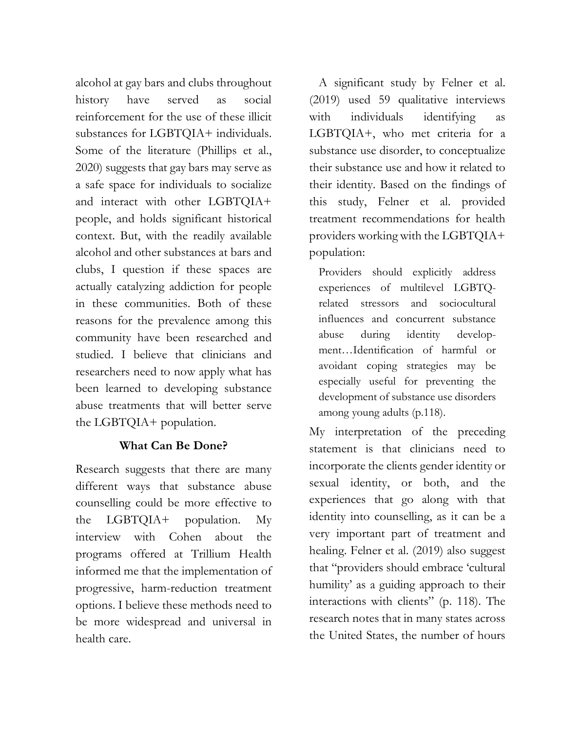alcohol at gay bars and clubs throughout history have served as social reinforcement for the use of these illicit substances for LGBTQIA+ individuals. Some of the literature (Phillips et al., 2020) suggests that gay bars may serve as a safe space for individuals to socialize and interact with other LGBTQIA+ people, and holds significant historical context. But, with the readily available alcohol and other substances at bars and clubs, I question if these spaces are actually catalyzing addiction for people in these communities. Both of these reasons for the prevalence among this community have been researched and studied. I believe that clinicians and researchers need to now apply what has been learned to developing substance abuse treatments that will better serve the LGBTQIA+ population.

### What Can Be Done?

Research suggests that there are many different ways that substance abuse counselling could be more effective to the LGBTQIA+ population. My interview with Cohen about the programs offered at Trillium Health informed me that the implementation of progressive, harm-reduction treatment options. I believe these methods need to be more widespread and universal in health care.

A significant study by Felner et al. (2019) used 59 qualitative interviews with individuals identifying as LGBTQIA+, who met criteria for a substance use disorder, to conceptualize their substance use and how it related to their identity. Based on the findings of this study, Felner et al. provided treatment recommendations for health providers working with the LGBTQIA+ population:

> Providers should explicitly address experiences of multilevel LGBTQ-related stressors and sociocultural influences and concurrent substance abuse during identity development…Identification of harmful or avoidant coping strategies may be especially useful for preventing the development of substance use disorders among young adults (p.118).

My interpretation of the preceding statement is that clinicians need to incorporate the clients gender identity or sexual identity, or both, and the experiences that go along with that identity into counselling, as it can be a very important part of treatment and healing. Felner et al. (2019) also suggest that "providers should embrace 'cultural humility' as a guiding approach to their interactions with clients" (p. 118). The research notes that in many states across the United States, the number of hours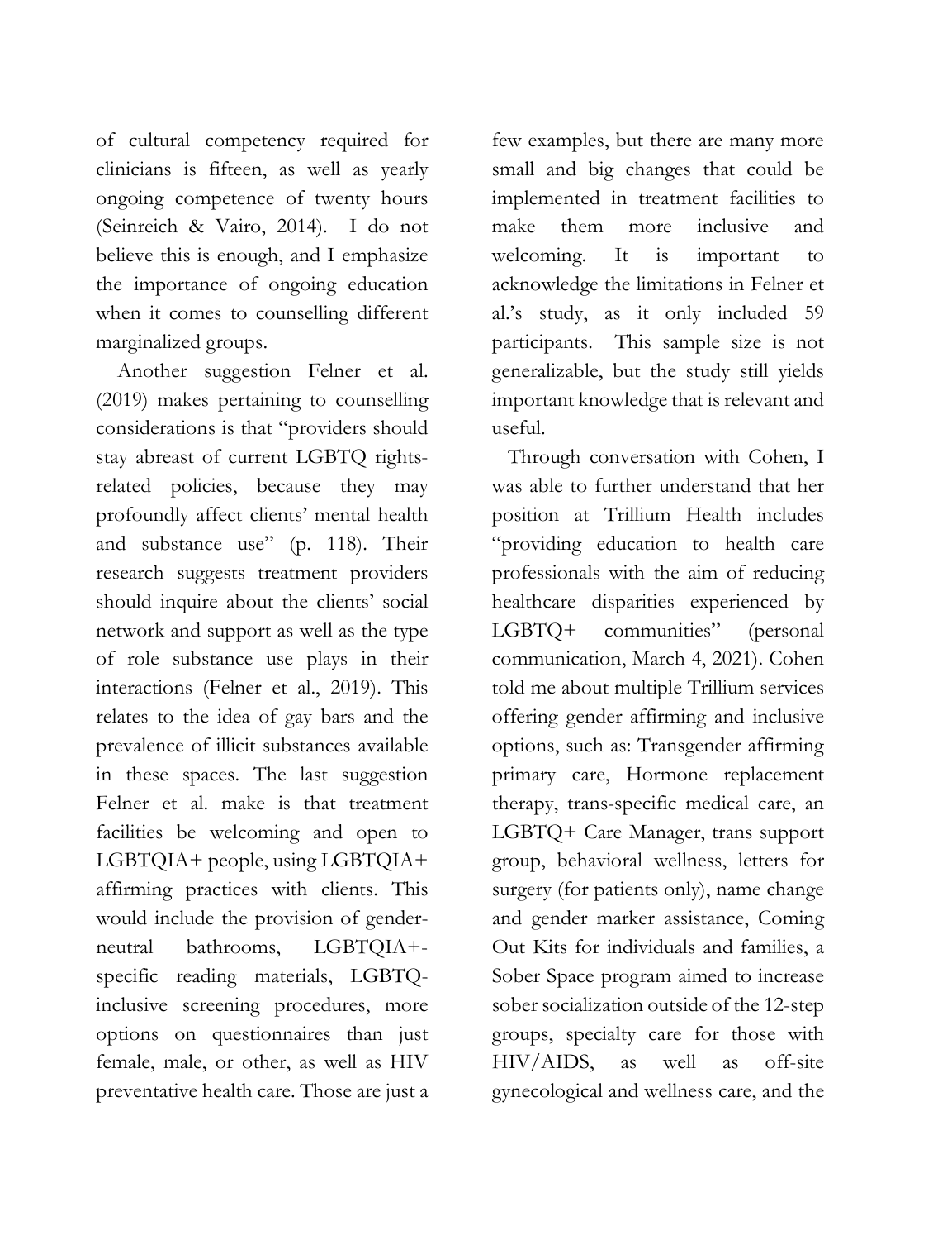of cultural competency required for clinicians is fifteen, as well as yearly ongoing competence of twenty hours (Seinreich & Vairo, 2014). I do not believe this is enough, and I emphasize the importance of ongoing education when it comes to counselling different marginalized groups.

Another suggestion Felner et al. (2019) makes pertaining to counselling considerations is that "providers should stay abreast of current LGBTQ rights-related policies, because they may profoundly affect clients' mental health and substance use" (p. 118). Their research suggests treatment providers should inquire about the clients' social network and support as well as the type of role substance use plays in their interactions (Felner et al., 2019). This relates to the idea of gay bars and the prevalence of illicit substances available in these spaces. The last suggestion Felner et al. make is that treatment facilities be welcoming and open to LGBTQIA+ people, using LGBTQIA+ affirming practices with clients. This would include the provision of gender-neutral bathrooms, LGBTQIA+-specific reading materials, LGBTQ-inclusive screening procedures, more options on questionnaires than just female, male, or other, as well as HIV preventative health care. Those are just a few examples, but there are many more small and big changes that could be implemented in treatment facilities to make them more inclusive and welcoming. It is important to acknowledge the limitations in Felner et al.'s study, as it only included 59 participants. This sample size is not generalizable, but the study still yields important knowledge that is relevant and useful.

Through conversation with Cohen, I was able to further understand that her position at Trillium Health includes "providing education to health care professionals with the aim of reducing healthcare disparities experienced by LGBTQ+ communities" (personal communication, March 4, 2021). Cohen told me about multiple Trillium services offering gender affirming and inclusive options, such as: Transgender affirming primary care, Hormone replacement therapy, trans-specific medical care, an LGBTQ+ Care Manager, trans support group, behavioral wellness, letters for surgery (for patients only), name change and gender marker assistance, Coming Out Kits for individuals and families, a Sober Space program aimed to increase sober socialization outside of the 12-step groups, specialty care for those with HIV/AIDS, as well as off-site gynecological and wellness care, and the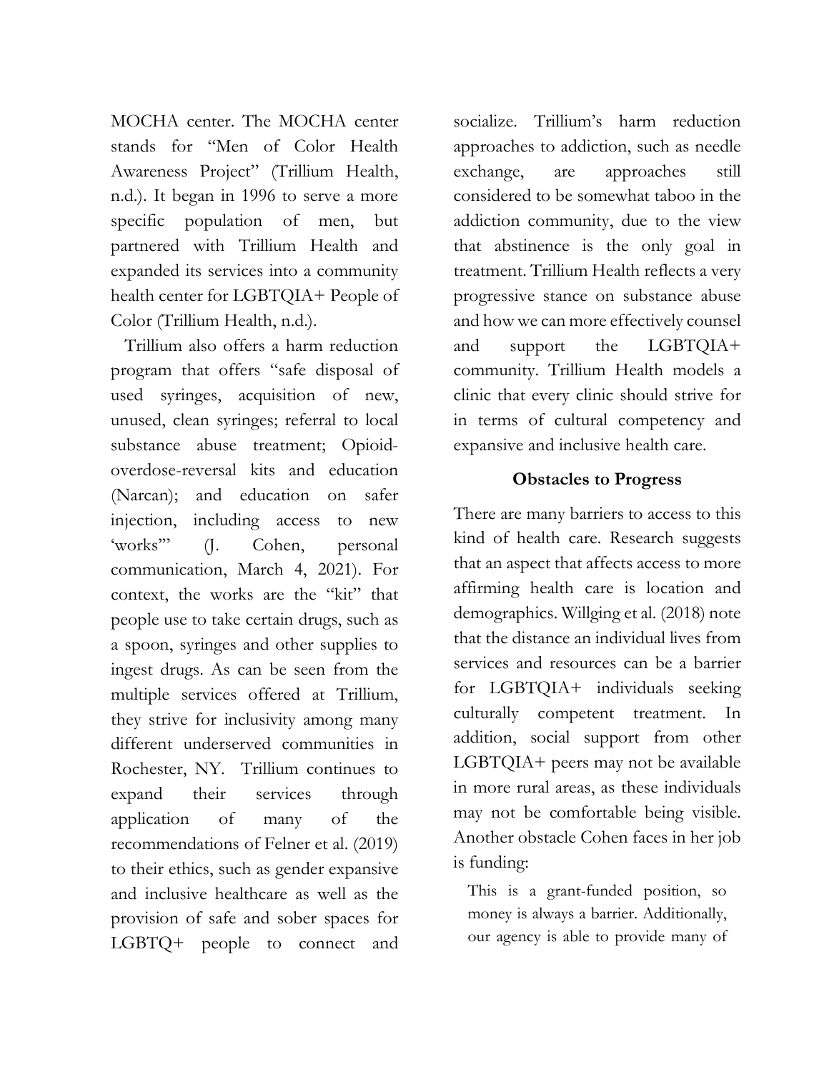MOCHA center. The MOCHA center stands for "Men of Color Health Awareness Project" (Trillium Health, n.d.). It began in 1996 to serve a more specific population of men, but partnered with Trillium Health and expanded its services into a community health center for LGBTQIA+ People of Color (Trillium Health, n.d.).

Trillium also offers a harm reduction program that offers "safe disposal of used syringes, acquisition of new, unused, clean syringes; referral to local substance abuse treatment; Opioid-overdose-reversal kits and education (Narcan); and education on safer injection, including access to new 'works'" (J. Cohen, personal communication, March 4, 2021). For context, the works are the "kit" that people use to take certain drugs, such as a spoon, syringes and other supplies to ingest drugs. As can be seen from the multiple services offered at Trillium, they strive for inclusivity among many different underserved communities in Rochester, NY. Trillium continues to expand their services through application of many of the recommendations of Felner et al. (2019) to their ethics, such as gender expansive and inclusive healthcare as well as the provision of safe and sober spaces for LGBTQ+ people to connect and socialize. Trillium's harm reduction approaches to addiction, such as needle exchange, are approaches still considered to be somewhat taboo in the addiction community, due to the view that abstinence is the only goal in treatment. Trillium Health reflects a very progressive stance on substance abuse and how we can more effectively counsel and support the LGBTQIA+ community. Trillium Health models a clinic that every clinic should strive for in terms of cultural competency and expansive and inclusive health care.

## Obstacles to Progress

There are many barriers to access to this kind of health care. Research suggests that an aspect that affects access to more affirming health care is location and demographics. Willging et al. (2018) note that the distance an individual lives from services and resources can be a barrier for LGBTQIA+ individuals seeking culturally competent treatment. In addition, social support from other LGBTQIA+ peers may not be available in more rural areas, as these individuals may not be comfortable being visible. Another obstacle Cohen faces in her job is funding:

> This is a grant-funded position, so money is always a barrier. Additionally, our agency is able to provide many of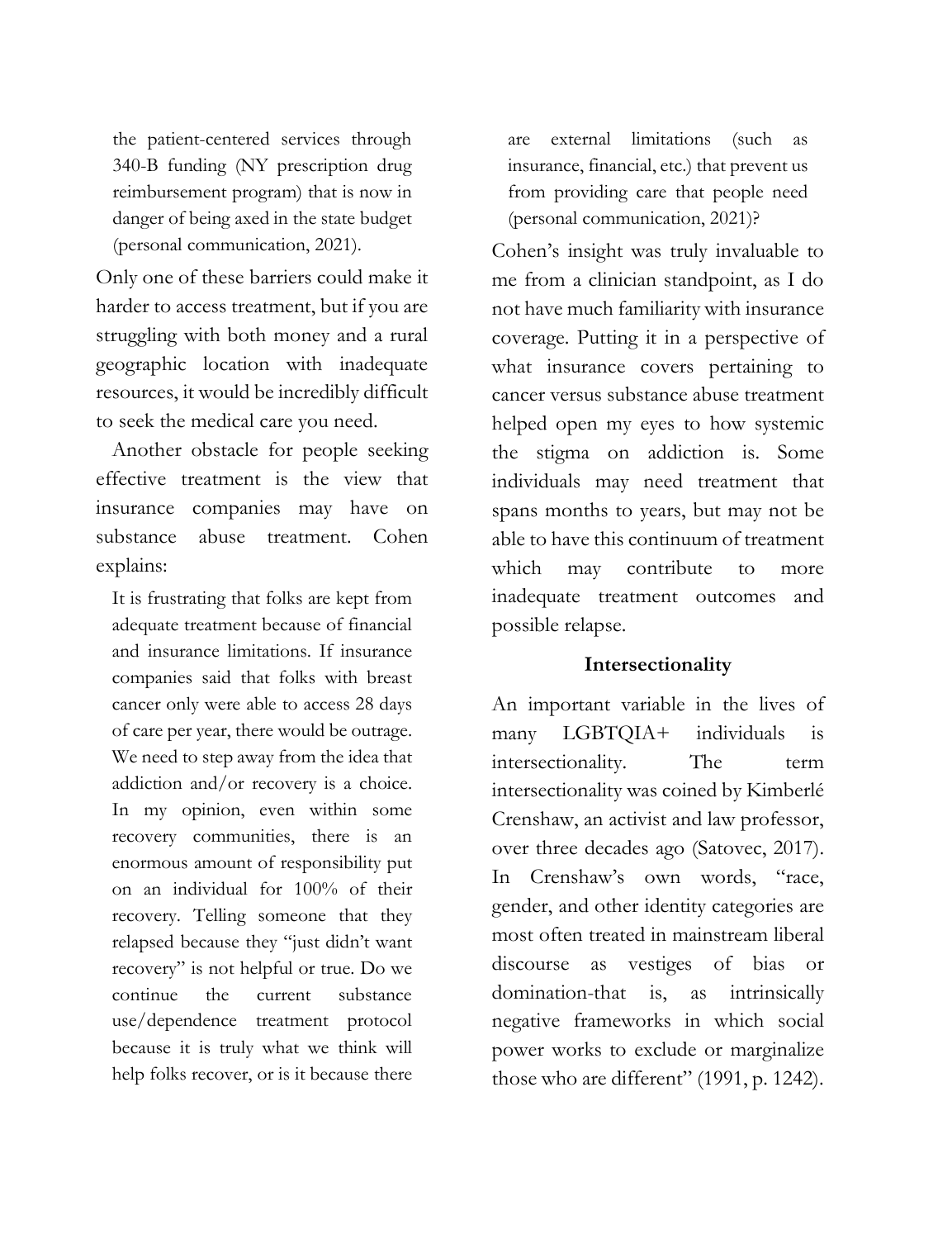the patient-centered services through 340-B funding (NY prescription drug reimbursement program) that is now in danger of being axed in the state budget (personal communication, 2021).

Only one of these barriers could make it harder to access treatment, but if you are struggling with both money and a rural geographic location with inadequate resources, it would be incredibly difficult to seek the medical care you need.

Another obstacle for people seeking effective treatment is the view that insurance companies may have on substance abuse treatment. Cohen explains:

> It is frustrating that folks are kept from adequate treatment because of financial and insurance limitations. If insurance companies said that folks with breast cancer only were able to access 28 days of care per year, there would be outrage. We need to step away from the idea that addiction and/or recovery is a choice. In my opinion, even within some recovery communities, there is an enormous amount of responsibility put on an individual for 100% of their recovery. Telling someone that they relapsed because they "just didn't want recovery" is not helpful or true. Do we continue the current substance use/dependence treatment protocol because it is truly what we think will help folks recover, or is it because there are external limitations (such as insurance, financial, etc.) that prevent us from providing care that people need (personal communication, 2021)?

Cohen's insight was truly invaluable to me from a clinician standpoint, as I do not have much familiarity with insurance coverage. Putting it in a perspective of what insurance covers pertaining to cancer versus substance abuse treatment helped open my eyes to how systemic the stigma on addiction is. Some individuals may need treatment that spans months to years, but may not be able to have this continuum of treatment which may contribute to more inadequate treatment outcomes and possible relapse.

## Intersectionality

An important variable in the lives of many LGBTQIA+ individuals is intersectionality. The term intersectionality was coined by Kimberlé Crenshaw, an activist and law professor, over three decades ago (Satovec, 2017). In Crenshaw's own words, "race, gender, and other identity categories are most often treated in mainstream liberal discourse as vestiges of bias or domination-that is, as intrinsically negative frameworks in which social power works to exclude or marginalize those who are different" (1991, p. 1242).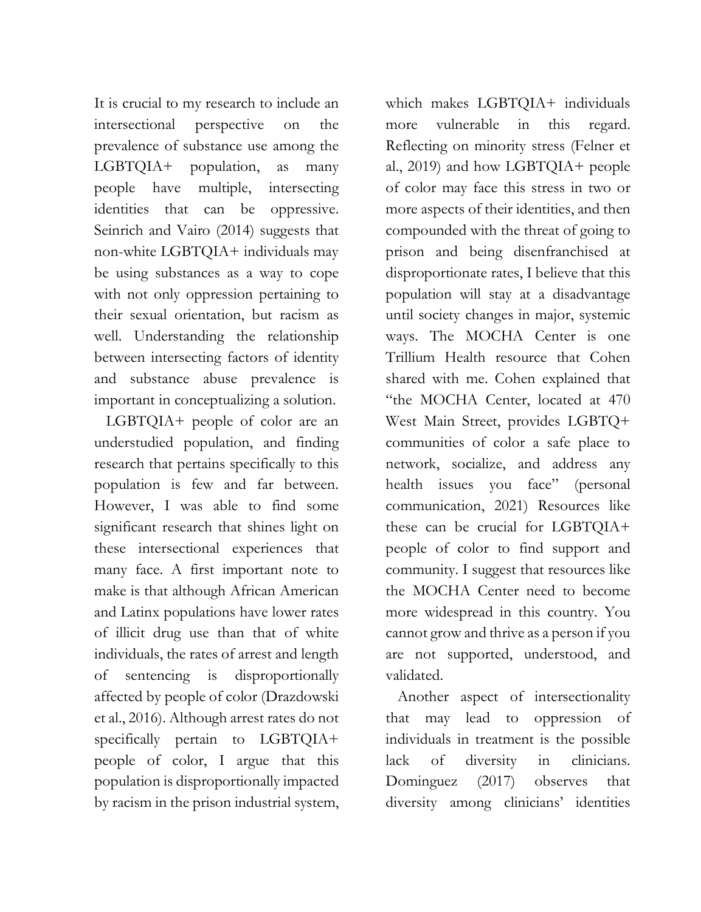It is crucial to my research to include an intersectional perspective on the prevalence of substance use among the LGBTQIA+ population, as many people have multiple, intersecting identities that can be oppressive. Seinrich and Vairo (2014) suggests that non-white LGBTQIA+ individuals may be using substances as a way to cope with not only oppression pertaining to their sexual orientation, but racism as well. Understanding the relationship between intersecting factors of identity and substance abuse prevalence is important in conceptualizing a solution.

LGBTQIA+ people of color are an understudied population, and finding research that pertains specifically to this population is few and far between. However, I was able to find some significant research that shines light on these intersectional experiences that many face. A first important note to make is that although African American and Latinx populations have lower rates of illicit drug use than that of white individuals, the rates of arrest and length of sentencing is disproportionally affected by people of color (Drazdowski et al., 2016). Although arrest rates do not specifically pertain to LGBTQIA+ people of color, I argue that this population is disproportionally impacted by racism in the prison industrial system, which makes LGBTQIA+ individuals more vulnerable in this regard. Reflecting on minority stress (Felner et al., 2019) and how LGBTQIA+ people of color may face this stress in two or more aspects of their identities, and then compounded with the threat of going to prison and being disenfranchised at disproportionate rates, I believe that this population will stay at a disadvantage until society changes in major, systemic ways. The MOCHA Center is one Trillium Health resource that Cohen shared with me. Cohen explained that "the MOCHA Center, located at 470 West Main Street, provides LGBTQ+ communities of color a safe place to network, socialize, and address any health issues you face" (personal communication, 2021) Resources like these can be crucial for LGBTQIA+ people of color to find support and community. I suggest that resources like the MOCHA Center need to become more widespread in this country. You cannot grow and thrive as a person if you are not supported, understood, and validated.

Another aspect of intersectionality that may lead to oppression of individuals in treatment is the possible lack of diversity in clinicians. Dominguez (2017) observes that diversity among clinicians' identities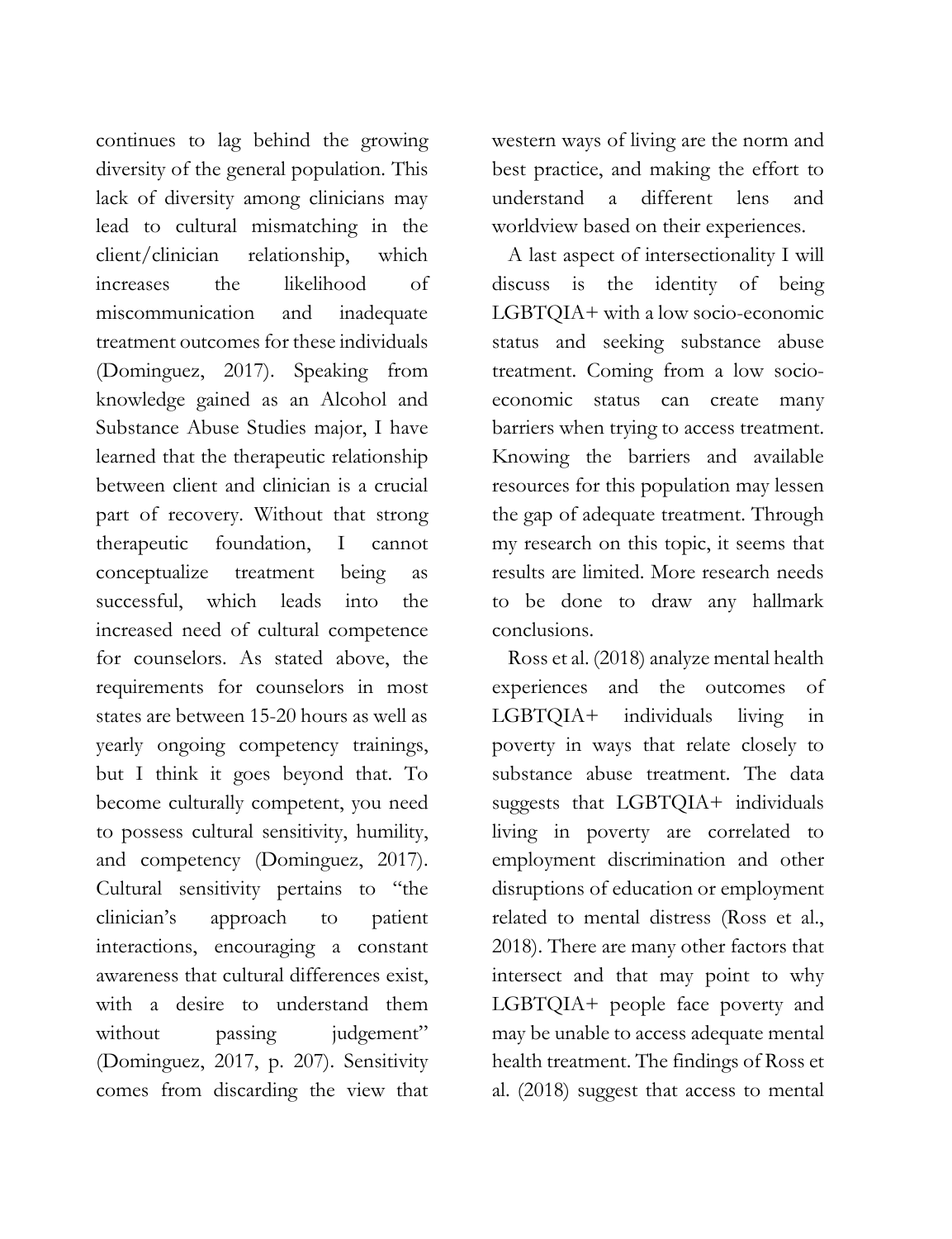continues to lag behind the growing diversity of the general population. This lack of diversity among clinicians may lead to cultural mismatching in the client/clinician relationship, which increases the likelihood of miscommunication and inadequate treatment outcomes for these individuals (Dominguez, 2017). Speaking from knowledge gained as an Alcohol and Substance Abuse Studies major, I have learned that the therapeutic relationship between client and clinician is a crucial part of recovery. Without that strong therapeutic foundation, I cannot conceptualize treatment being as successful, which leads into the increased need of cultural competence for counselors. As stated above, the requirements for counselors in most states are between 15-20 hours as well as yearly ongoing competency trainings, but I think it goes beyond that. To become culturally competent, you need to possess cultural sensitivity, humility, and competency (Dominguez, 2017). Cultural sensitivity pertains to "the clinician's approach to patient interactions, encouraging a constant awareness that cultural differences exist, with a desire to understand them without passing judgement" (Dominguez, 2017, p. 207). Sensitivity comes from discarding the view that western ways of living are the norm and best practice, and making the effort to understand a different lens and worldview based on their experiences.

A last aspect of intersectionality I will discuss is the identity of being LGBTQIA+ with a low socio-economic status and seeking substance abuse treatment. Coming from a low socio-economic status can create many barriers when trying to access treatment. Knowing the barriers and available resources for this population may lessen the gap of adequate treatment. Through my research on this topic, it seems that results are limited. More research needs to be done to draw any hallmark conclusions.

Ross et al. (2018) analyze mental health experiences and the outcomes of LGBTQIA+ individuals living in poverty in ways that relate closely to substance abuse treatment. The data suggests that LGBTQIA+ individuals living in poverty are correlated to employment discrimination and other disruptions of education or employment related to mental distress (Ross et al., 2018). There are many other factors that intersect and that may point to why LGBTQIA+ people face poverty and may be unable to access adequate mental health treatment. The findings of Ross et al. (2018) suggest that access to mental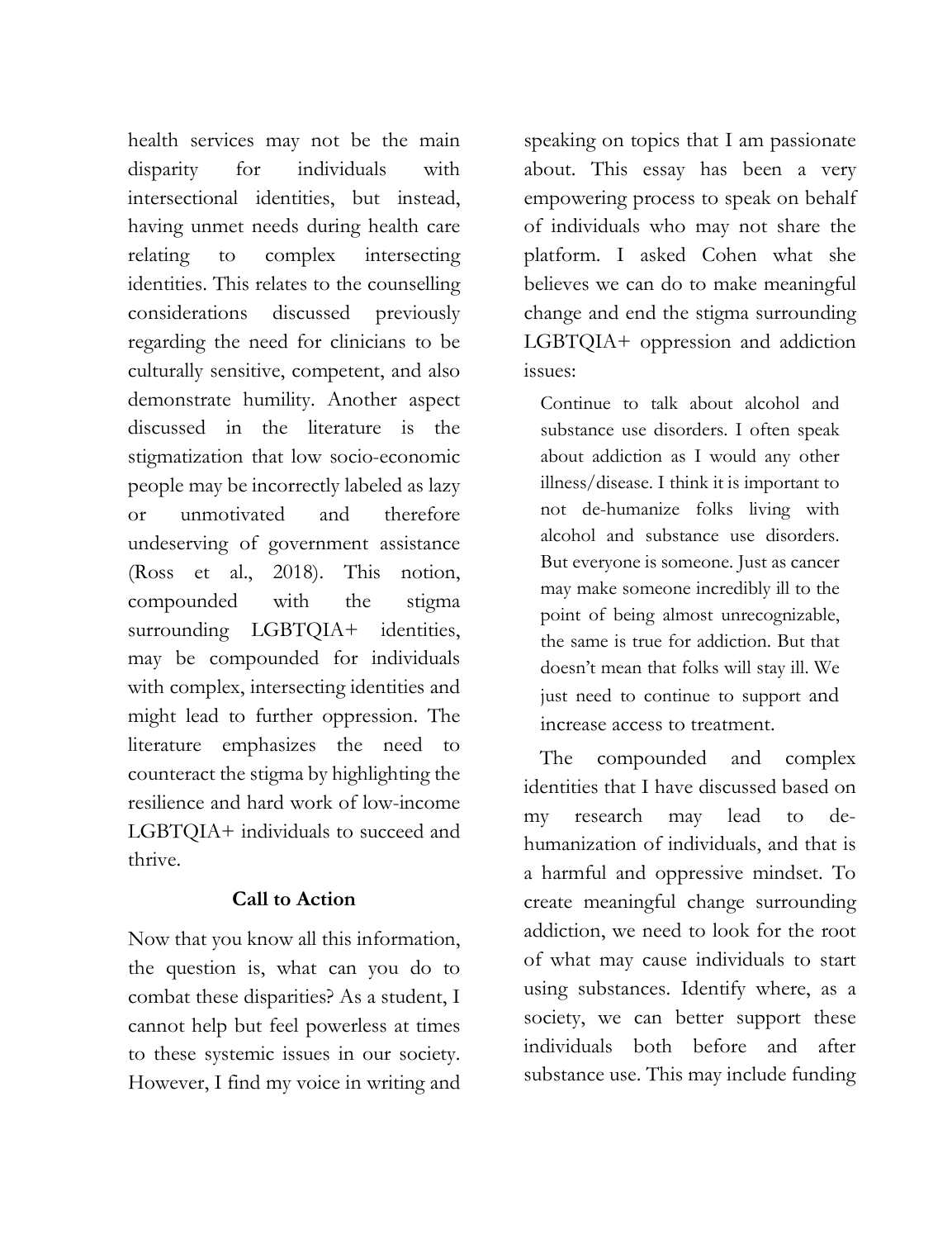health services may not be the main disparity for individuals with intersectional identities, but instead, having unmet needs during health care relating to complex intersecting identities. This relates to the counselling considerations discussed previously regarding the need for clinicians to be culturally sensitive, competent, and also demonstrate humility. Another aspect discussed in the literature is the stigmatization that low socio-economic people may be incorrectly labeled as lazy or unmotivated and therefore undeserving of government assistance (Ross et al., 2018). This notion, compounded with the stigma surrounding LGBTQIA+ identities, may be compounded for individuals with complex, intersecting identities and might lead to further oppression. The literature emphasizes the need to counteract the stigma by highlighting the resilience and hard work of low-income LGBTQIA+ individuals to succeed and thrive.

### Call to Action

Now that you know all this information, the question is, what can you do to combat these disparities? As a student, I cannot help but feel powerless at times to these systemic issues in our society. However, I find my voice in writing and speaking on topics that I am passionate about. This essay has been a very empowering process to speak on behalf of individuals who may not share the platform. I asked Cohen what she believes we can do to make meaningful change and end the stigma surrounding LGBTQIA+ oppression and addiction issues:

> Continue to talk about alcohol and substance use disorders. I often speak about addiction as I would any other illness/disease. I think it is important to not de-humanize folks living with alcohol and substance use disorders. But everyone is someone. Just as cancer may make someone incredibly ill to the point of being almost unrecognizable, the same is true for addiction. But that doesn't mean that folks will stay ill. We just need to continue to support and increase access to treatment.

The compounded and complex identities that I have discussed based on my research may lead to de-humanization of individuals, and that is a harmful and oppressive mindset. To create meaningful change surrounding addiction, we need to look for the root of what may cause individuals to start using substances. Identify where, as a society, we can better support these individuals both before and after substance use. This may include funding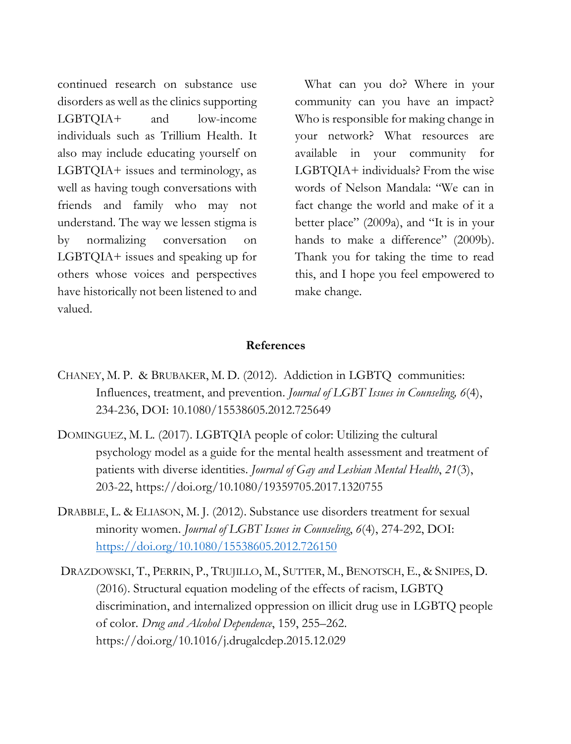continued research on substance use disorders as well as the clinics supporting LGBTQIA+ and low-income individuals such as Trillium Health. It also may include educating yourself on LGBTQIA+ issues and terminology, as well as having tough conversations with friends and family who may not understand. The way we lessen stigma is by normalizing conversation on LGBTQIA+ issues and speaking up for others whose voices and perspectives have historically not been listened to and valued.

What can you do? Where in your community can you have an impact? Who is responsible for making change in your network? What resources are available in your community for LGBTQIA+ individuals? From the wise words of Nelson Mandala: "We can in fact change the world and make of it a better place" (2009a), and "It is in your hands to make a difference" (2009b). Thank you for taking the time to read this, and I hope you feel empowered to make change.

**References**

CHANEY, M. P. & BRUBAKER, M. D. (2012). Addiction in LGBTQ communities: Influences, treatment, and prevention. *Journal of LGBT Issues in Counseling, 6*(4), 234-236, DOI: 10.1080/15538605.2012.725649

DOMINGUEZ, M. L. (2017). LGBTQIA people of color: Utilizing the cultural psychology model as a guide for the mental health assessment and treatment of patients with diverse identities. *Journal of Gay and Lesbian Mental Health*, *21*(3), 203-22, https://doi.org/10.1080/19359705.2017.1320755

DRABBLE, L. & ELIASON, M. J. (2012). Substance use disorders treatment for sexual minority women. *Journal of LGBT Issues in Counseling*, *6*(4), 274-292, DOI: https://doi.org/10.1080/15538605.2012.726150

DRAZDOWSKI, T., PERRIN, P., TRUJILLO, M., SUTTER, M., BENOTSCH, E., & SNIPES, D. (2016). Structural equation modeling of the effects of racism, LGBTQ discrimination, and internalized oppression on illicit drug use in LGBTQ people of color. *Drug and Alcohol Dependence*, 159, 255–262. https://doi.org/10.1016/j.drugalcdep.2015.12.029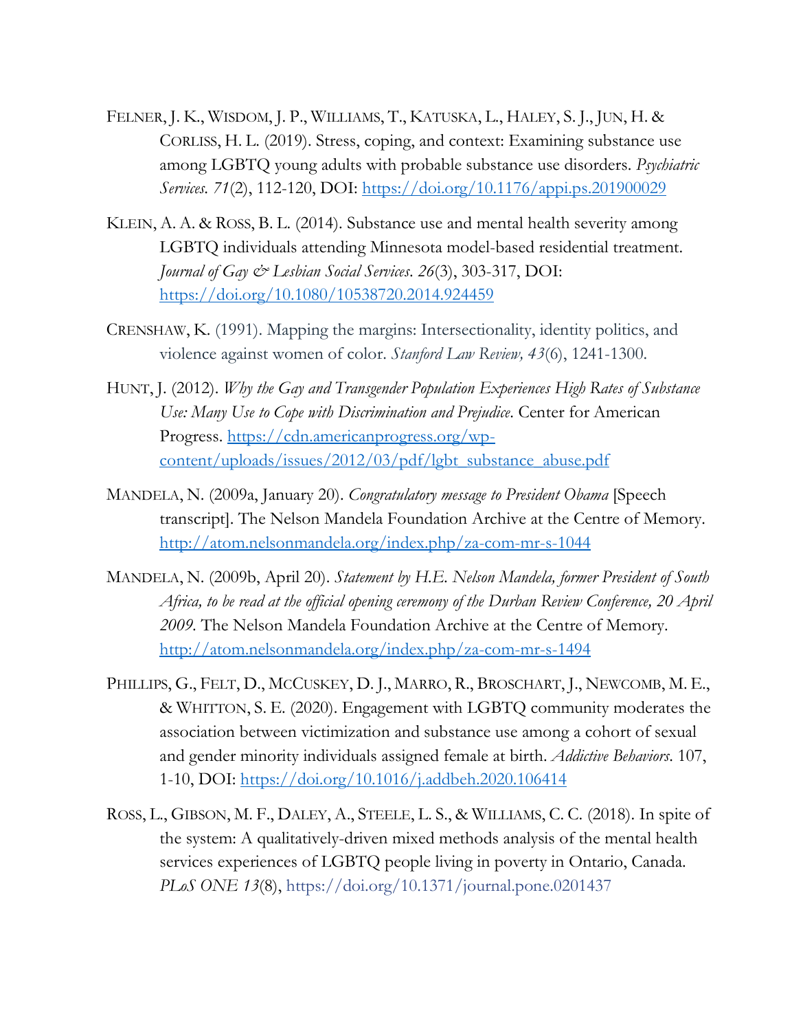FELNER, J. K., WISDOM, J. P., WILLIAMS, T., KATUSKA, L., HALEY, S. J., JUN, H. & CORLISS, H. L. (2019). Stress, coping, and context: Examining substance use among LGBTQ young adults with probable substance use disorders. *Psychiatric Services. 71*(2), 112-120, DOI: https://doi.org/10.1176/appi.ps.201900029

KLEIN, A. A. & ROSS, B. L. (2014). Substance use and mental health severity among LGBTQ individuals attending Minnesota model-based residential treatment. *Journal of Gay & Lesbian Social Services. 26*(3), 303-317, DOI: https://doi.org/10.1080/10538720.2014.924459

CRENSHAW, K. (1991). Mapping the margins: Intersectionality, identity politics, and violence against women of color. *Stanford Law Review, 43*(6), 1241-1300.

HUNT, J. (2012). *Why the Gay and Transgender Population Experiences High Rates of Substance Use: Many Use to Cope with Discrimination and Prejudice*. Center for American Progress. https://cdn.americanprogress.org/wp-content/uploads/issues/2012/03/pdf/lgbt_substance_abuse.pdf

MANDELA, N. (2009a, January 20). *Congratulatory message to President Obama* [Speech transcript]. The Nelson Mandela Foundation Archive at the Centre of Memory. http://atom.nelsonmandela.org/index.php/za-com-mr-s-1044

MANDELA, N. (2009b, April 20). *Statement by H.E. Nelson Mandela, former President of South Africa, to be read at the official opening ceremony of the Durban Review Conference, 20 April 2009*. The Nelson Mandela Foundation Archive at the Centre of Memory. http://atom.nelsonmandela.org/index.php/za-com-mr-s-1494

PHILLIPS, G., FELT, D., MCCUSKEY, D. J., MARRO, R., BROSCHART, J., NEWCOMB, M. E., & WHITTON, S. E. (2020). Engagement with LGBTQ community moderates the association between victimization and substance use among a cohort of sexual and gender minority individuals assigned female at birth. *Addictive Behaviors*. 107, 1-10, DOI: https://doi.org/10.1016/j.addbeh.2020.106414

ROSS, L., GIBSON, M. F., DALEY, A., STEELE, L. S., & WILLIAMS, C. C. (2018). In spite of the system: A qualitatively-driven mixed methods analysis of the mental health services experiences of LGBTQ people living in poverty in Ontario, Canada. *PLoS ONE 13*(8), https://doi.org/10.1371/journal.pone.0201437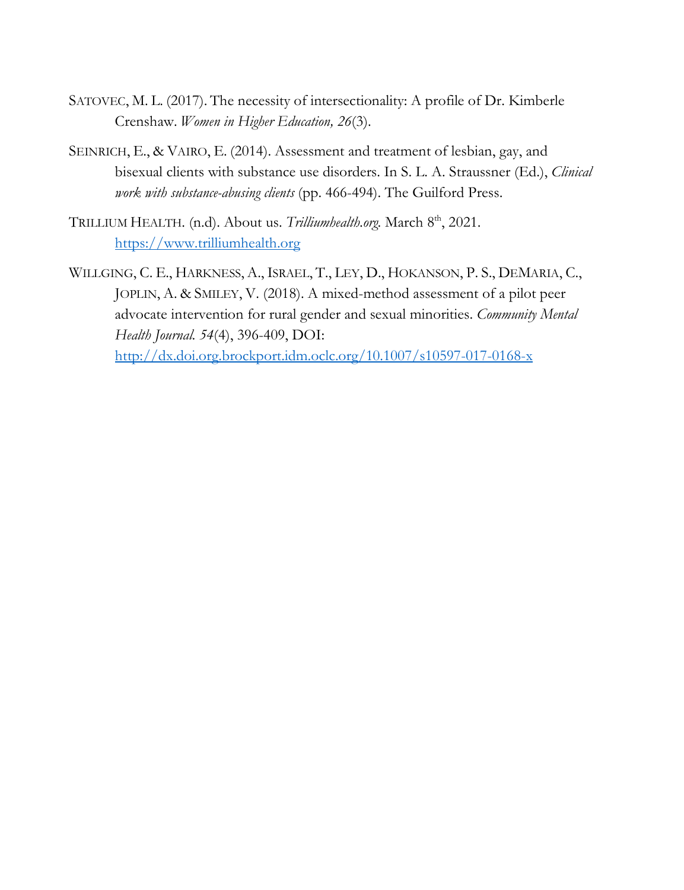SATOVEC, M. L. (2017). The necessity of intersectionality: A profile of Dr. Kimberle Crenshaw. *Women in Higher Education, 26*(3).

SEINRICH, E., & VAIRO, E. (2014). Assessment and treatment of lesbian, gay, and bisexual clients with substance use disorders. In S. L. A. Straussner (Ed.), *Clinical work with substance-abusing clients* (pp. 466-494). The Guilford Press.

TRILLIUM HEALTH. (n.d). About us. *Trilliumhealth.org.* March 8th, 2021. https://www.trilliumhealth.org

WILLGING, C. E., HARKNESS, A., ISRAEL, T., LEY, D., HOKANSON, P. S., DEMARIA, C., JOPLIN, A. & SMILEY, V. (2018). A mixed-method assessment of a pilot peer advocate intervention for rural gender and sexual minorities. *Community Mental Health Journal. 54*(4), 396-409, DOI: http://dx.doi.org.brockport.idm.oclc.org/10.1007/s10597-017-0168-x